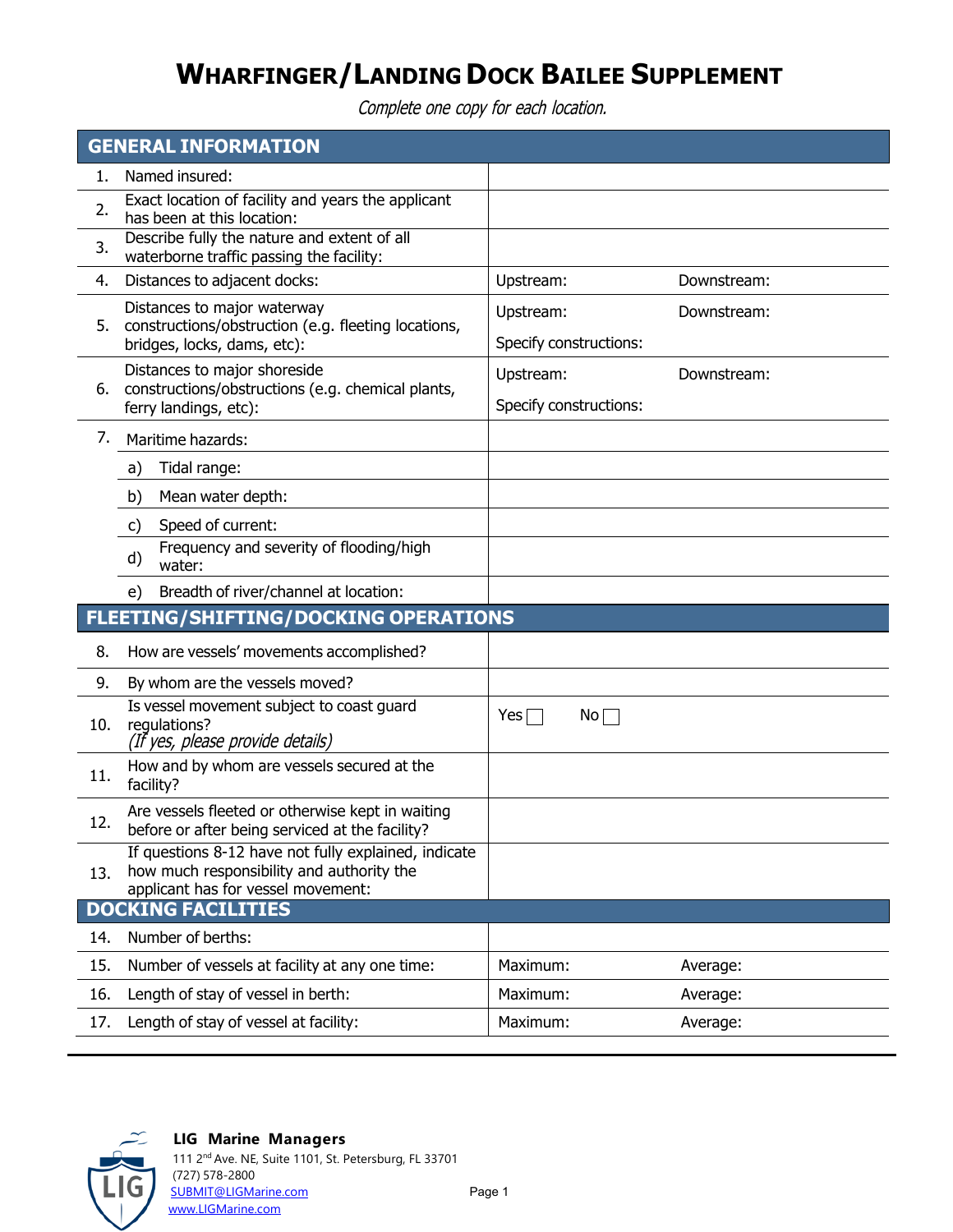# Wharfinger/Landing Dock Bailee Supplement

*Complete one copy for each location.*

## GENERAL INFORMATION

| | | | |
|---|---|---|---|
| 1. | Named insured: | | |
| 2. | Exact location of facility and years the applicant has been at this location: | | |
| 3. | Describe fully the nature and extent of all waterborne traffic passing the facility: | | |
| 4. | Distances to adjacent docks: | Upstream: | Downstream: |
| 5. | Distances to major waterway constructions/obstruction (e.g. fleeting locations, bridges, locks, dams, etc): | Upstream:<br>Specify constructions: | Downstream: |
| 6. | Distances to major shoreside constructions/obstructions (e.g. chemical plants, ferry landings, etc): | Upstream:<br>Specify constructions: | Downstream: |
| 7. | Maritime hazards: | | |
| | a) Tidal range: | | |
| | b) Mean water depth: | | |
| | c) Speed of current: | | |
| | d) Frequency and severity of flooding/high water: | | |
| | e) Breadth of river/channel at location: | | |

## FLEETING/SHIFTING/DOCKING OPERATIONS

| | | |
|---|---|---|
| 8. | How are vessels' movements accomplished? | |
| 9. | By whom are the vessels moved? | |
| 10. | Is vessel movement subject to coast guard regulations? *(If yes, please provide details)* | Yes ☐ No ☐ |
| 11. | How and by whom are vessels secured at the facility? | |
| 12. | Are vessels fleeted or otherwise kept in waiting before or after being serviced at the facility? | |
| 13. | If questions 8-12 have not fully explained, indicate how much responsibility and authority the applicant has for vessel movement: | |

## DOCKING FACILITIES

| | | | |
|---|---|---|---|
| 14. | Number of berths: | | |
| 15. | Number of vessels at facility at any one time: | Maximum: | Average: |
| 16. | Length of stay of vessel in berth: | Maximum: | Average: |
| 17. | Length of stay of vessel at facility: | Maximum: | Average: |

**LIG Marine Managers**
111 2nd Ave. NE, Suite 1101, St. Petersburg, FL 33701
(727) 578-2800
SUBMIT@LIGMarine.com
www.LIGMarine.com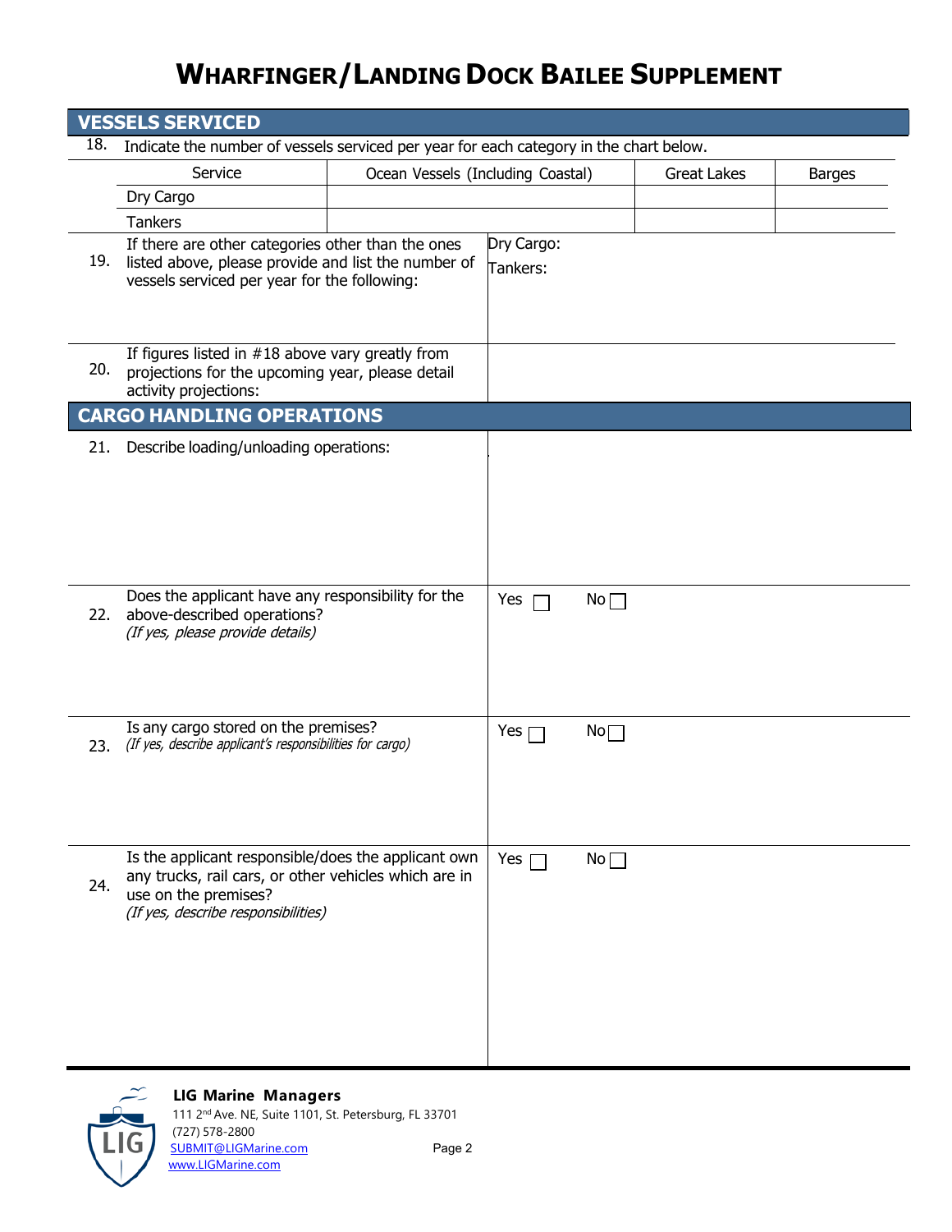# WHARFINGER/LANDING DOCK BAILEE SUPPLEMENT

## VESSELS SERVICED

18. Indicate the number of vessels serviced per year for each category in the chart below.

| Service | Ocean Vessels (Including Coastal) | Great Lakes | Barges |
|---|---|---|---|
| Dry Cargo | | | |
| Tankers | | | |

19. If there are other categories other than the ones listed above, please provide and list the number of vessels serviced per year for the following:

Dry Cargo:

Tankers:

20. If figures listed in #18 above vary greatly from projections for the upcoming year, please detail activity projections:

## CARGO HANDLING OPERATIONS

21. Describe loading/unloading operations:

22. Does the applicant have any responsibility for the above-described operations? *(If yes, please provide details)*

Yes ☐ No ☐

23. Is any cargo stored on the premises? *(If yes, describe applicant's responsibilities for cargo)*

Yes ☐ No ☐

24. Is the applicant responsible/does the applicant own any trucks, rail cars, or other vehicles which are in use on the premises? *(If yes, describe responsibilities)*

Yes ☐ No ☐

**LIG Marine Managers**
111 2nd Ave. NE, Suite 1101, St. Petersburg, FL 33701
(727) 578-2800
SUBMIT@LIGMarine.com
www.LIGMarine.com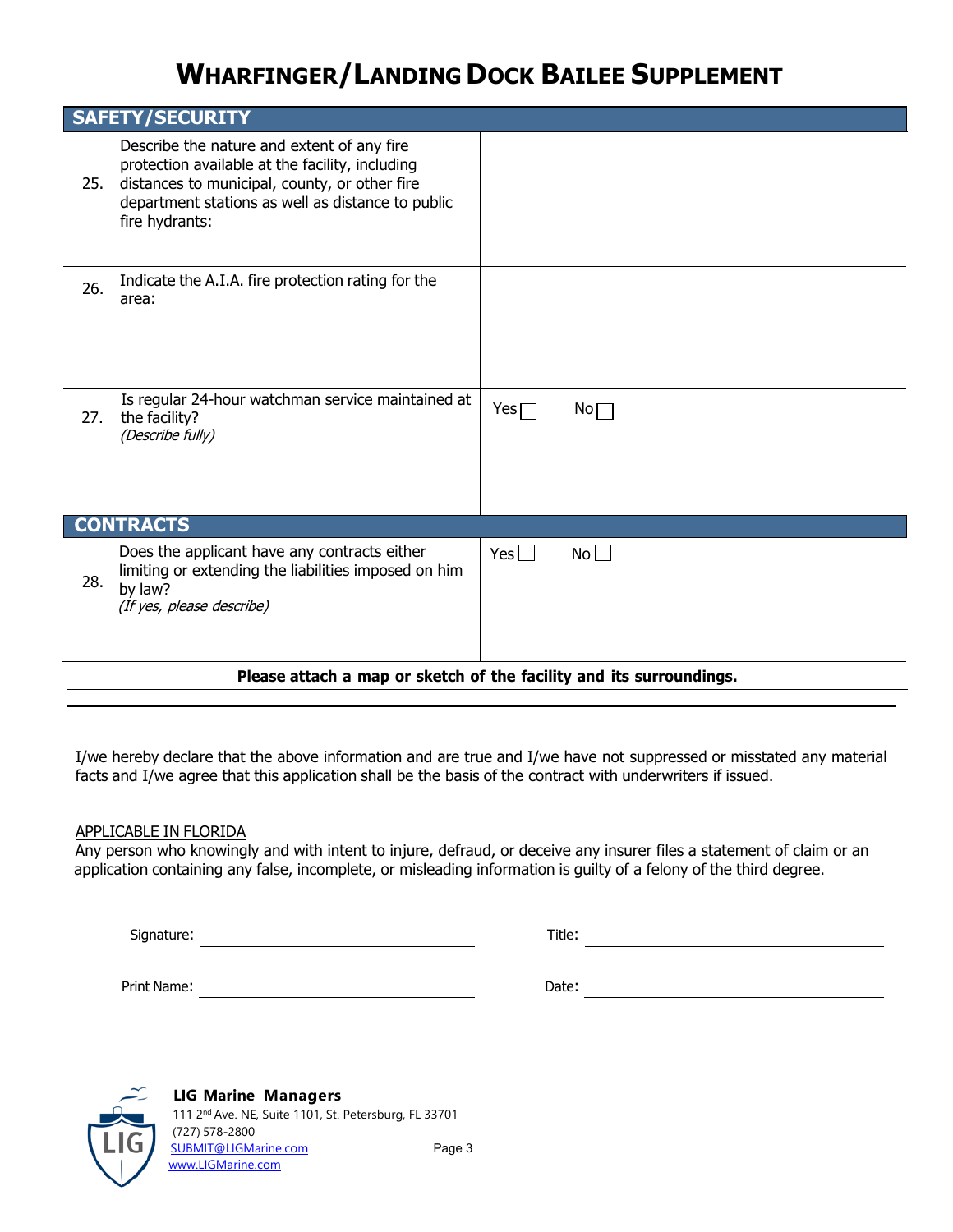# WHARFINGER/LANDING DOCK BAILEE SUPPLEMENT

| | | |
|---|---|---|
| **SAFETY/SECURITY** | | |
| 25. | Describe the nature and extent of any fire protection available at the facility, including distances to municipal, county, or other fire department stations as well as distance to public fire hydrants: | |
| 26. | Indicate the A.I.A. fire protection rating for the area: | |
| 27. | Is regular 24-hour watchman service maintained at the facility? *(Describe fully)* | Yes ☐ No ☐ |
| **CONTRACTS** | | |
| 28. | Does the applicant have any contracts either limiting or extending the liabilities imposed on him by law? *(If yes, please describe)* | Yes ☐ No ☐ |

**Please attach a map or sketch of the facility and its surroundings.**

I/we hereby declare that the above information and are true and I/we have not suppressed or misstated any material facts and I/we agree that this application shall be the basis of the contract with underwriters if issued.

APPLICABLE IN FLORIDA
Any person who knowingly and with intent to injure, defraud, or deceive any insurer files a statement of claim or an application containing any false, incomplete, or misleading information is guilty of a felony of the third degree.

Signature: ______________________ Title: ______________________

Print Name: ______________________ Date: ______________________

**LIG Marine Managers**
111 2nd Ave. NE, Suite 1101, St. Petersburg, FL 33701
(727) 578-2800
SUBMIT@LIGMarine.com
www.LIGMarine.com